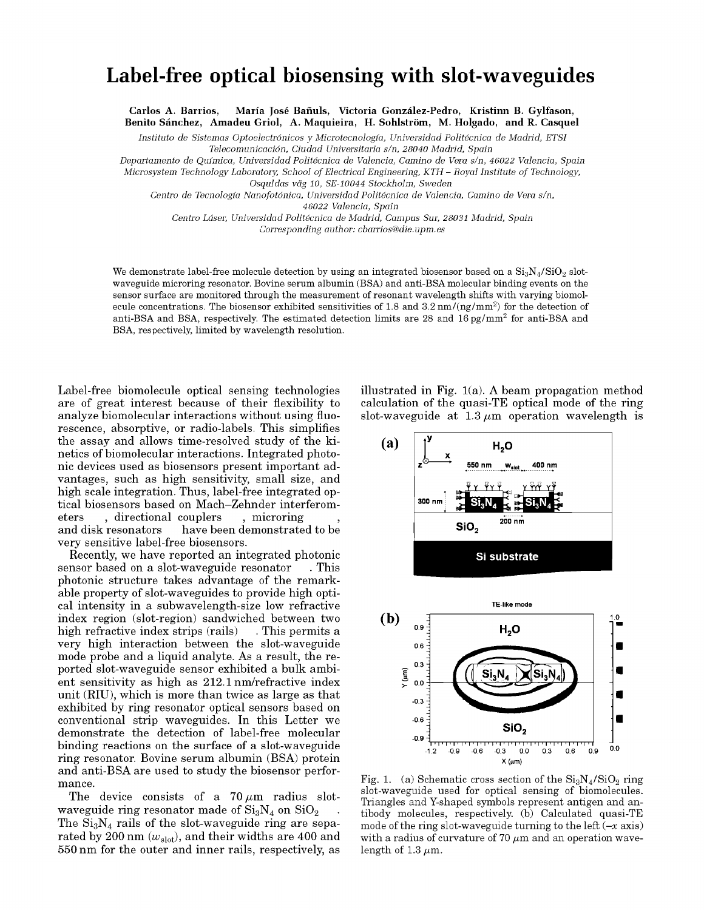# Label-free optical biosensing with slot-waveguides

**Carlos A. Barrios, María José Bañuls, Victoria González-Pedro, Kristinn B. Gylfason, Benito Sánchez, Amadeu Griol, A. Maquieira, H. Sohlström, M. Holgado, and R. Casquel**

*Instituto de Sistemas Optoelectrónicos y Microtecnología, Universidad Politécnica de Madrid, ETSI Telecomunicación, Ciudad Universitaria s/n, 28040 Madrid, Spain*

*Departamento de Química, Universidad Politécnica de Valencia, Camino de Vera s/n, 46022 Valencia, Spain*

*Microsystem Technology Laboratory, School of Electrical Engineering, KTH – Royal Institute of Technology, Osquldas väg 10, SE-10044 Stockholm, Sweden*

*Centro de Tecnología Nanofotónica, Universidad Politécnica de Valencia, Camino de Vera s/n, 46022 Valencia, Spain*

*Centro Láser, Universidad Politécnica de Madrid, Campus Sur, 28031 Madrid, Spain*

*Corresponding author: cbarrios@die.upm.es*

We demonstrate label-free molecule detection by using an integrated biosensor based on a $Si_3N_4/SiO_2$ slot-waveguide microring resonator. Bovine serum albumin (BSA) and anti-BSA molecular binding events on the sensor surface are monitored through the measurement of resonant wavelength shifts with varying biomolecule concentrations. The biosensor exhibited sensitivities of 1.8 and 3.2 nm/(ng/mm$^2$) for the detection of anti-BSA and BSA, respectively. The estimated detection limits are 28 and 16 pg/mm$^2$ for anti-BSA and BSA, respectively, limited by wavelength resolution.

Label-free biomolecule optical sensing technologies are of great interest because of their flexibility to analyze biomolecular interactions without using fluorescence, absorptive, or radio-labels. This simplifies the assay and allows time-resolved study of the kinetics of biomolecular interactions. Integrated photonic devices used as biosensors present important advantages, such as high sensitivity, small size, and high scale integration. Thus, label-free integrated optical biosensors based on Mach–Zehnder interferometers , directional couplers , microring , and disk resonators have been demonstrated to be very sensitive label-free biosensors.

Recently, we have reported an integrated photonic sensor based on a slot-waveguide resonator . This photonic structure takes advantage of the remarkable property of slot-waveguides to provide high optical intensity in a subwavelength-size low refractive index region (slot-region) sandwiched between two high refractive index strips (rails) . This permits a very high interaction between the slot-waveguide mode probe and a liquid analyte. As a result, the reported slot-waveguide sensor exhibited a bulk ambient sensitivity as high as 212.1 nm/refractive index unit (RIU), which is more than twice as large as that exhibited by ring resonator optical sensors based on conventional strip waveguides. In this Letter we demonstrate the detection of label-free molecular binding reactions on the surface of a slot-waveguide ring resonator. Bovine serum albumin (BSA) protein and anti-BSA are used to study the biosensor performance.

The device consists of a 70 $\mu$m radius slot-waveguide ring resonator made of $Si_3N_4$ on $SiO_2$ . The $Si_3N_4$ rails of the slot-waveguide ring are separated by 200 nm ($w_{slot}$), and their widths are 400 and 550 nm for the outer and inner rails, respectively, as illustrated in Fig. 1(a). A beam propagation method calculation of the quasi-TE optical mode of the ring slot-waveguide at 1.3 $\mu$m operation wavelength is

Fig. 1. (a) Schematic cross section of the $Si_3N_4/SiO_2$ ring slot-waveguide used for optical sensing of biomolecules. Triangles and Y-shaped symbols represent antigen and antibody molecules, respectively. (b) Calculated quasi-TE mode of the ring slot-waveguide turning to the left ($-x$ axis) with a radius of curvature of 70 $\mu$m and an operation wavelength of 1.3 $\mu$m.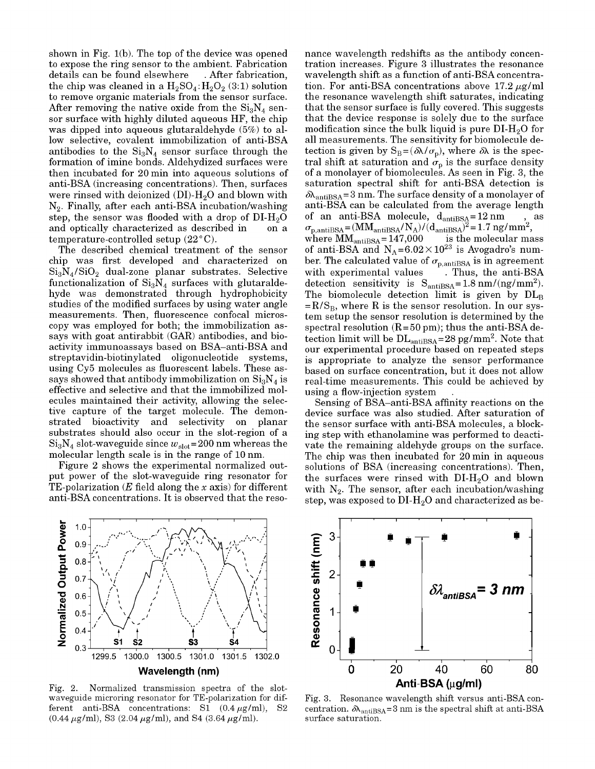shown in Fig. 1(b). The top of the device was opened to expose the ring sensor to the ambient. Fabrication details can be found elsewhere . After fabrication, the chip was cleaned in a $H_2SO_4$:$H_2O_2$ (3:1) solution to remove organic materials from the sensor surface. After removing the native oxide from the $Si_3N_4$ sensor surface with highly diluted aqueous HF, the chip was dipped into aqueous glutaraldehyde (5%) to allow selective, covalent immobilization of anti-BSA antibodies to the $Si_3N_4$ sensor surface through the formation of imine bonds. Aldehydized surfaces were then incubated for 20 min into aqueous solutions of anti-BSA (increasing concentrations). Then, surfaces were rinsed with deionized (DI)-$H_2O$ and blown with $N_2$. Finally, after each anti-BSA incubation/washing step, the sensor was flooded with a drop of DI-$H_2O$ and optically characterized as described in on a temperature-controlled setup (22°C).

The described chemical treatment of the sensor chip was first developed and characterized on $Si_3N_4$/$SiO_2$ dual-zone planar substrates. Selective functionalization of $Si_3N_4$ surfaces with glutaraldehyde was demonstrated through hydrophobicity studies of the modified surfaces by using water angle measurements. Then, fluorescence confocal microscopy was employed for both; the immobilization assays with goat antirabbit (GAR) antibodies, and bioactivity immunoassays based on BSA–anti-BSA and streptavidin-biotinylated oligonucleotide systems, using Cy5 molecules as fluorescent labels. These assays showed that antibody immobilization on $Si_3N_4$ is effective and selective and that the immobilized molecules maintained their activity, allowing the selective capture of the target molecule. The demonstrated bioactivity and selectivity on planar substrates should also occur in the slot-region of a $Si_3N_4$ slot-waveguide since $w_{slot}$=200 nm whereas the molecular length scale is in the range of 10 nm.

Figure 2 shows the experimental normalized output power of the slot-waveguide ring resonator for TE-polarization (*E* field along the *x* axis) for different anti-BSA concentrations. It is observed that the resonance wavelength redshifts as the antibody concentration increases. Figure 3 illustrates the resonance wavelength shift as a function of anti-BSA concentration. For anti-BSA concentrations above 17.2 $\mu$g/ml the resonance wavelength shift saturates, indicating that the sensor surface is fully covered. This suggests that the device response is solely due to the surface modification since the bulk liquid is pure DI-$H_2O$ for all measurements. The sensitivity for biomolecule detection is given by $S_B = (\delta\lambda/\sigma_p)$, where $\delta\lambda$ is the spectral shift at saturation and $\sigma_p$ is the surface density of a monolayer of biomolecules. As seen in Fig. 3, the saturation spectral shift for anti-BSA detection is $\delta\lambda_{antiBSA}$=3 nm. The surface density of a monolayer of anti-BSA can be calculated from the average length of an anti-BSA molecule, $d_{antiBSA}$=12 nm , as $\sigma_{p,antiBSA} = (MM_{antiBSA}/N_A)/(d_{antiBSA})^2 = 1.7\ \text{ng/mm}^2$, where $MM_{antiBSA}$=147,000 is the molecular mass of anti-BSA and $N_A = 6.02\times10^{23}$ is Avogadro's number. The calculated value of $\sigma_{p,antiBSA}$ is in agreement with experimental values . Thus, the anti-BSA detection sensitivity is $S_{antiBSA}$=1.8 nm/(ng/mm$^2$). The biomolecule detection limit is given by $DL_B = R/S_B$, where R is the sensor resolution. In our system setup the sensor resolution is determined by the spectral resolution (R=50 pm); thus the anti-BSA detection limit will be $DL_{antiBSA}$=28 pg/mm$^2$. Note that our experimental procedure based on repeated steps is appropriate to analyze the sensor performance based on surface concentration, but it does not allow real-time measurements. This could be achieved by using a flow-injection system .

Sensing of BSA–anti-BSA affinity reactions on the device surface was also studied. After saturation of the sensor surface with anti-BSA molecules, a blocking step with ethanolamine was performed to deactivate the remaining aldehyde groups on the surface. The chip was then incubated for 20 min in aqueous solutions of BSA (increasing concentrations). Then, the surfaces were rinsed with DI-$H_2O$ and blown with $N_2$. The sensor, after each incubation/washing step, was exposed to DI-$H_2O$ and characterized as be-

Fig. 2. Normalized transmission spectra of the slot-waveguide microring resonator for TE-polarization for different anti-BSA concentrations: S1 (0.4 $\mu$g/ml), S2 (0.44 $\mu$g/ml), S3 (2.04 $\mu$g/ml), and S4 (3.64 $\mu$g/ml).

Fig. 3. Resonance wavelength shift versus anti-BSA concentration. $\delta\lambda_{antiBSA}$=3 nm is the spectral shift at anti-BSA surface saturation.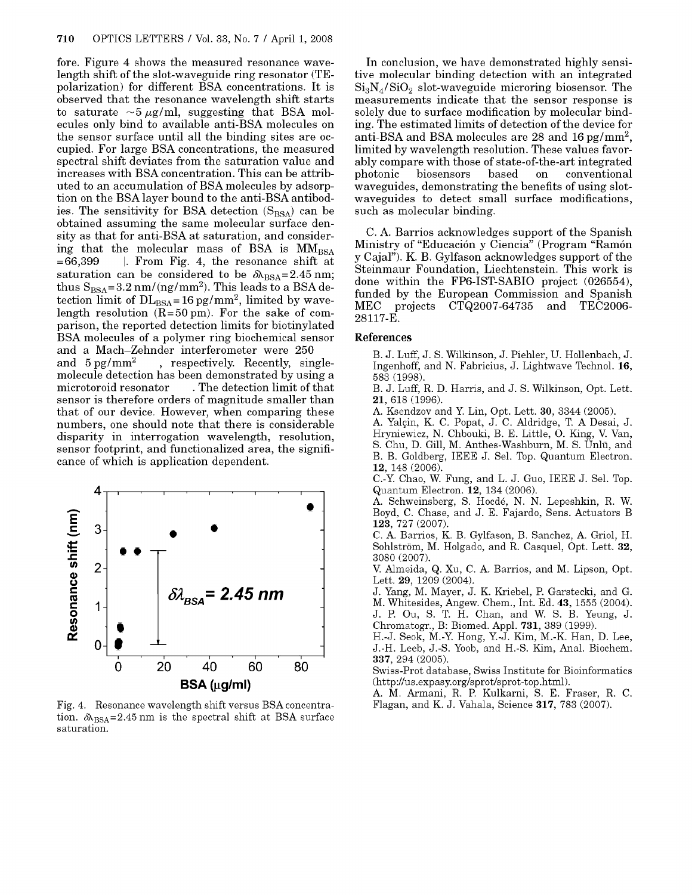fore. Figure 4 shows the measured resonance wavelength shift of the slot-waveguide ring resonator (TE-polarization) for different BSA concentrations. It is observed that the resonance wavelength shift starts to saturate $\sim 5\ \mu g/ml$, suggesting that BSA molecules only bind to available anti-BSA molecules on the sensor surface until all the binding sites are occupied. For large BSA concentrations, the measured spectral shift deviates from the saturation value and increases with BSA concentration. This can be attributed to an accumulation of BSA molecules by adsorption on the BSA layer bound to the anti-BSA antibodies. The sensitivity for BSA detection ($S_{BSA}$) can be obtained assuming the same molecular surface density as that for anti-BSA at saturation, and considering that the molecular mass of BSA is $MM_{BSA} = 66{,}399$ |. From Fig. 4, the resonance shift at saturation can be considered to be $\delta\lambda_{BSA} = 2.45$ nm; thus $S_{BSA} = 3.2\ nm/(ng/mm^2)$. This leads to a BSA detection limit of $DL_{BSA} = 16\ pg/mm^2$, limited by wavelength resolution ($R = 50$ pm). For the sake of comparison, the reported detection limits for biotinylated BSA molecules of a polymer ring biochemical sensor and a Mach–Zehnder interferometer were 250 and $5\ pg/mm^2$ , respectively. Recently, single-molecule detection has been demonstrated by using a microtoroid resonator . The detection limit of that sensor is therefore orders of magnitude smaller than that of our device. However, when comparing these numbers, one should note that there is considerable disparity in interrogation wavelength, resolution, sensor footprint, and functionalized area, the significance of which is application dependent.

Resonance shift (nm)

BSA (μg/ml)

$\delta\lambda_{BSA}$ = 2.45 nm

Fig. 4. Resonance wavelength shift versus BSA concentration. $\delta\lambda_{BSA} = 2.45$ nm is the spectral shift at BSA surface saturation.

In conclusion, we have demonstrated highly sensitive molecular binding detection with an integrated $Si_3N_4/SiO_2$ slot-waveguide microring biosensor. The measurements indicate that the sensor response is solely due to surface modification by molecular binding. The estimated limits of detection of the device for anti-BSA and BSA molecules are 28 and $16\ pg/mm^2$, limited by wavelength resolution. These values favorably compare with those of state-of-the-art integrated photonic biosensors based on conventional waveguides, demonstrating the benefits of using slot-waveguides to detect small surface modifications, such as molecular binding.

C. A. Barrios acknowledges support of the Spanish Ministry of "Educación y Ciencia" (Program "Ramón y Cajal"). K. B. Gylfason acknowledges support of the Steinmaur Foundation, Liechtenstein. This work is done within the FP6-IST-SABIO project (026554), funded by the European Commission and Spanish MEC projects CTQ2007-64735 and TEC2006-28117-E.

## References

B. J. Luff, J. S. Wilkinson, J. Piehler, U. Hollenbach, J. Ingenhoff, and N. Fabricius, J. Lightwave Technol. **16**, 583 (1998).

B. J. Luff, R. D. Harris, and J. S. Wilkinson, Opt. Lett. **21**, 618 (1996).

A. Ksendzov and Y. Lin, Opt. Lett. **30**, 3344 (2005).

A. Yalçin, K. C. Popat, J. C. Aldridge, T. A Desai, J. Hryniewicz, N. Chbouki, B. E. Little, O. King, V. Van, S. Chu, D. Gill, M. Anthes-Washburn, M. S. Ünlü, and B. B. Goldberg, IEEE J. Sel. Top. Quantum Electron. **12**, 148 (2006).

C.-Y. Chao, W. Fung, and L. J. Guo, IEEE J. Sel. Top. Quantum Electron. **12**, 134 (2006).

A. Schweinsberg, S. Hocdé, N. N. Lepeshkin, R. W. Boyd, C. Chase, and J. E. Fajardo, Sens. Actuators B **123**, 727 (2007).

C. A. Barrios, K. B. Gylfason, B. Sanchez, A. Griol, H. Sohlström, M. Holgado, and R. Casquel, Opt. Lett. **32**, 3080 (2007).

V. Almeida, Q. Xu, C. A. Barrios, and M. Lipson, Opt. Lett. **29**, 1209 (2004).

J. Yang, M. Mayer, J. K. Kriebel, P. Garstecki, and G. M. Whitesides, Angew. Chem., Int. Ed. **43**, 1555 (2004).

J. P. Ou, S. T. H. Chan, and W. S. B. Yeung, J. Chromatogr., B: Biomed. Appl. **731**, 389 (1999).

H.-J. Seok, M.-Y. Hong, Y.-J. Kim, M.-K. Han, D. Lee, J.-H. Leeb, J.-S. Yoob, and H.-S. Kim, Anal. Biochem. **337**, 294 (2005).

Swiss-Prot database, Swiss Institute for Bioinformatics (http://us.expasy.org/sprot/sprot-top.html).

A. M. Armani, R. P. Kulkarni, S. E. Fraser, R. C. Flagan, and K. J. Vahala, Science **317**, 783 (2007).